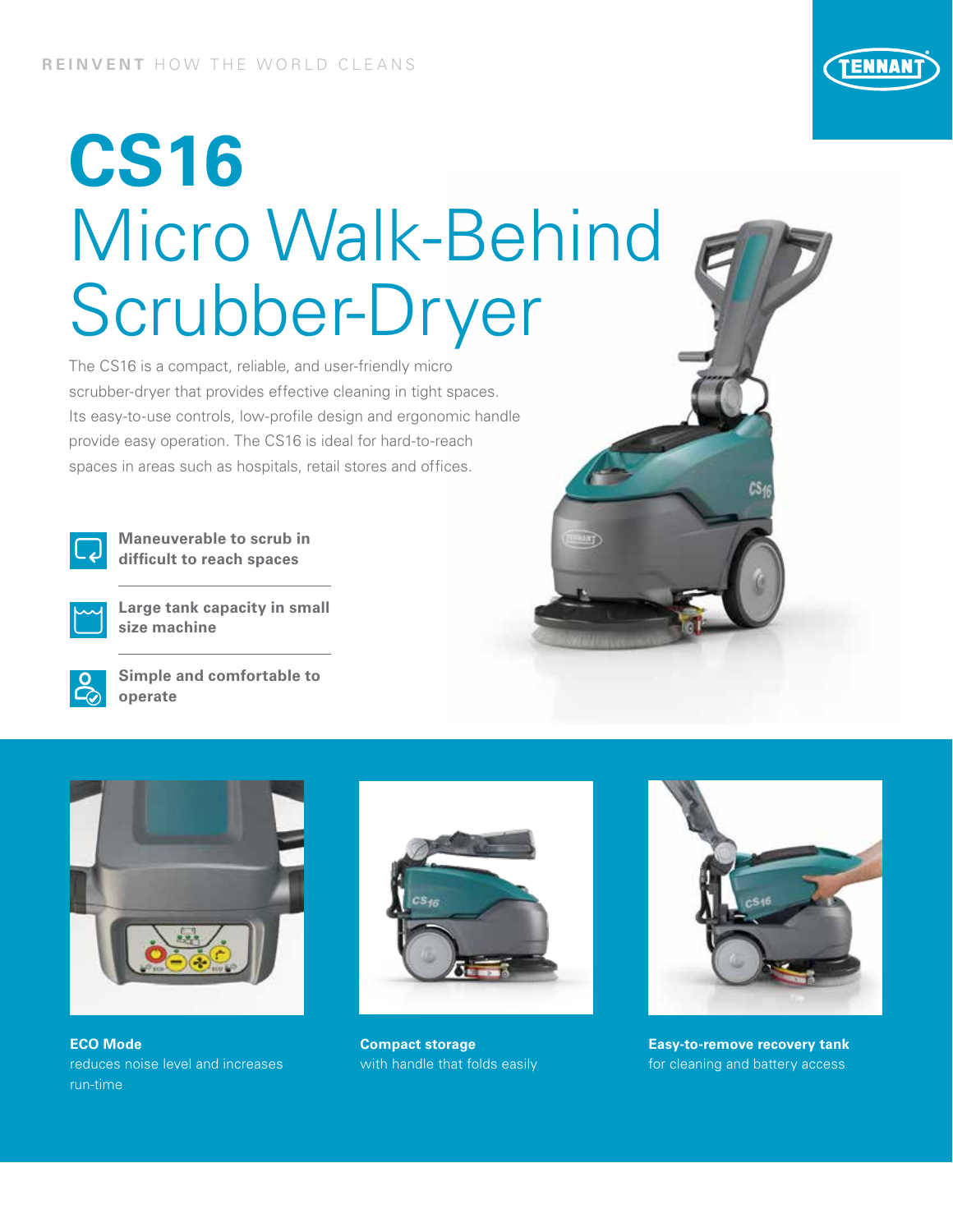**REINVENT** HOW THE WORLD CLEANS

# CS16
## Micro Walk-Behind Scrubber-Dryer

The CS16 is a compact, reliable, and user-friendly micro scrubber-dryer that provides effective cleaning in tight spaces. Its easy-to-use controls, low-profile design and ergonomic handle provide easy operation. The CS16 is ideal for hard-to-reach spaces in areas such as hospitals, retail stores and offices.

**Maneuverable to scrub in difficult to reach spaces**

**Large tank capacity in small size machine**

**Simple and comfortable to operate**

**ECO Mode**
reduces noise level and increases run-time

**Compact storage**
with handle that folds easily

**Easy-to-remove recovery tank**
for cleaning and battery access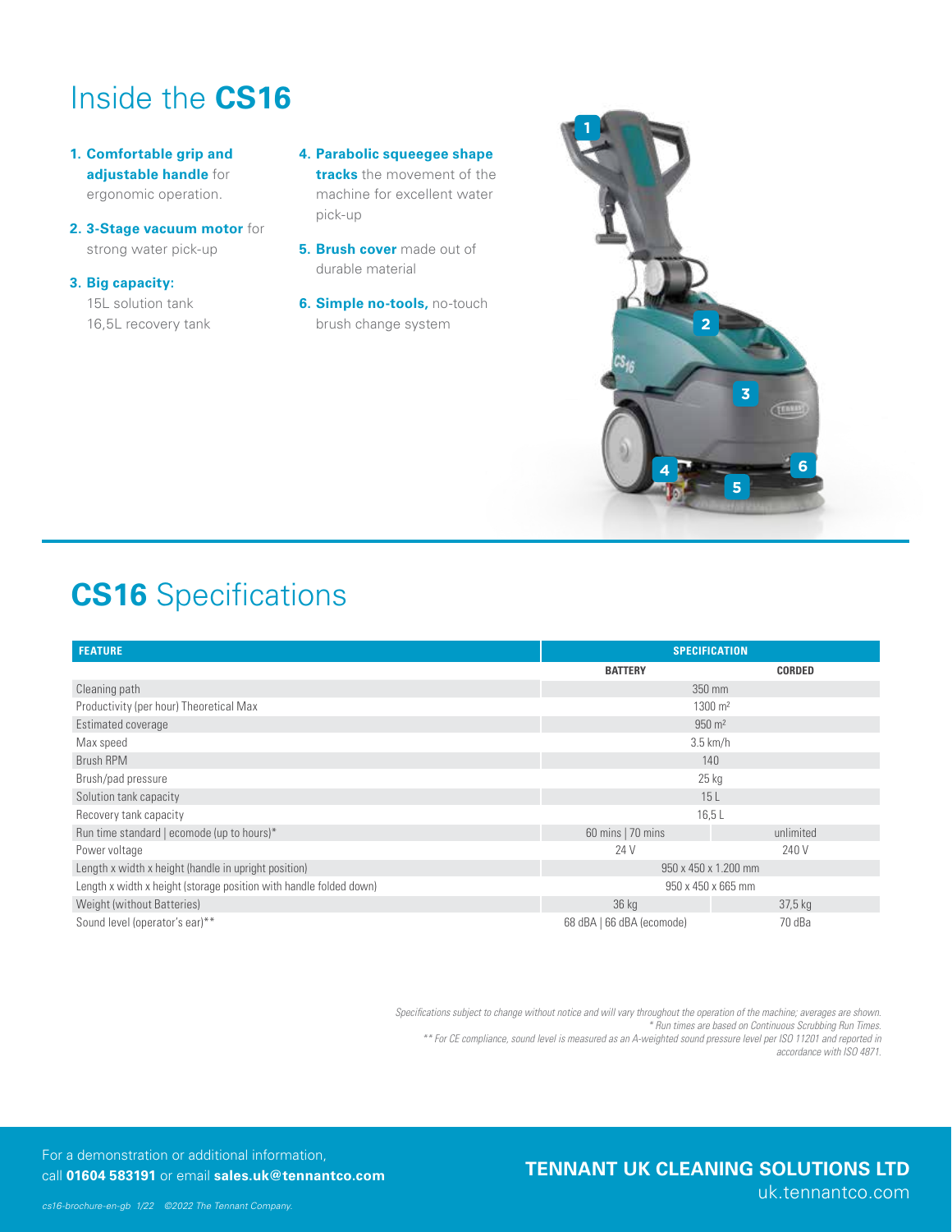# Inside the **CS16**

1. **Comfortable grip and adjustable handle** for ergonomic operation.
2. **3-Stage vacuum motor** for strong water pick-up
3. **Big capacity:**
   15L solution tank
   16,5L recovery tank
4. **Parabolic squeegee shape tracks** the movement of the machine for excellent water pick-up
5. **Brush cover** made out of durable material
6. **Simple no-tools,** no-touch brush change system

# **CS16** Specifications

| FEATURE | SPECIFICATION | |
|---|---|---|
| | BATTERY | CORDED |
| Cleaning path | 350 mm | |
| Productivity (per hour) Theoretical Max | 1300 m² | |
| Estimated coverage | 950 m² | |
| Max speed | 3.5 km/h | |
| Brush RPM | 140 | |
| Brush/pad pressure | 25 kg | |
| Solution tank capacity | 15 L | |
| Recovery tank capacity | 16,5 L | |
| Run time standard \| ecomode (up to hours)* | 60 mins \| 70 mins | unlimited |
| Power voltage | 24 V | 240 V |
| Length x width x height (handle in upright position) | 950 x 450 x 1.200 mm | |
| Length x width x height (storage position with handle folded down) | 950 x 450 x 665 mm | |
| Weight (without Batteries) | 36 kg | 37,5 kg |
| Sound level (operator's ear)** | 68 dBA \| 66 dBA (ecomode) | 70 dBa |

*Specifications subject to change without notice and will vary throughout the operation of the machine; averages are shown.*
*\* Run times are based on Continuous Scrubbing Run Times.*
*\*\* For CE compliance, sound level is measured as an A-weighted sound pressure level per ISO 11201 and reported in accordance with ISO 4871.*

For a demonstration or additional information, call **01604 583191** or email **sales.uk@tennantco.com**

**TENNANT UK CLEANING SOLUTIONS LTD**
uk.tennantco.com

*cs16-brochure-en-gb 1/22 ©2022 The Tennant Company.*